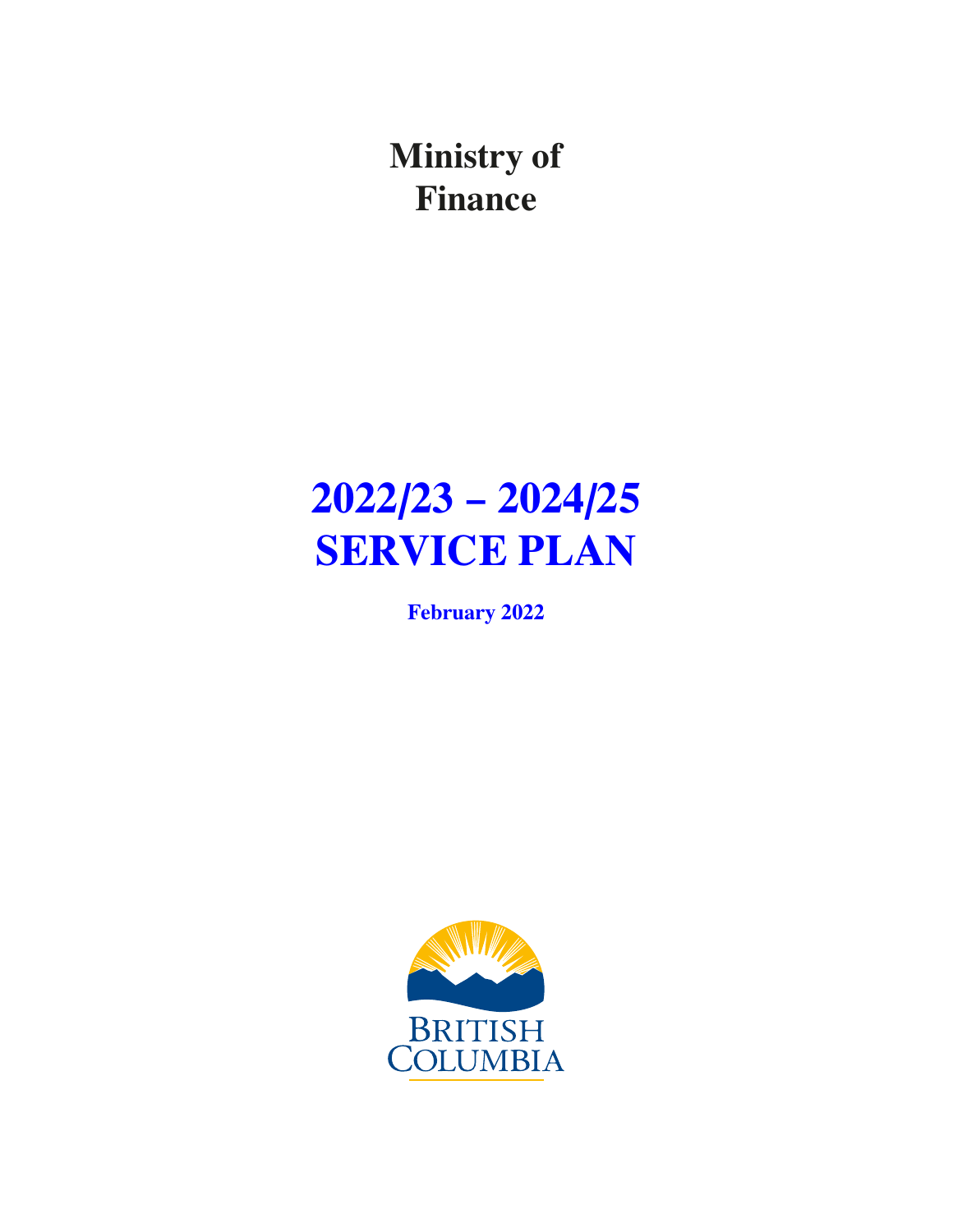# Ministry of Finance

# 2022/23 – 2024/25 SERVICE PLAN

**February 2022**

BRITISH COLUMBIA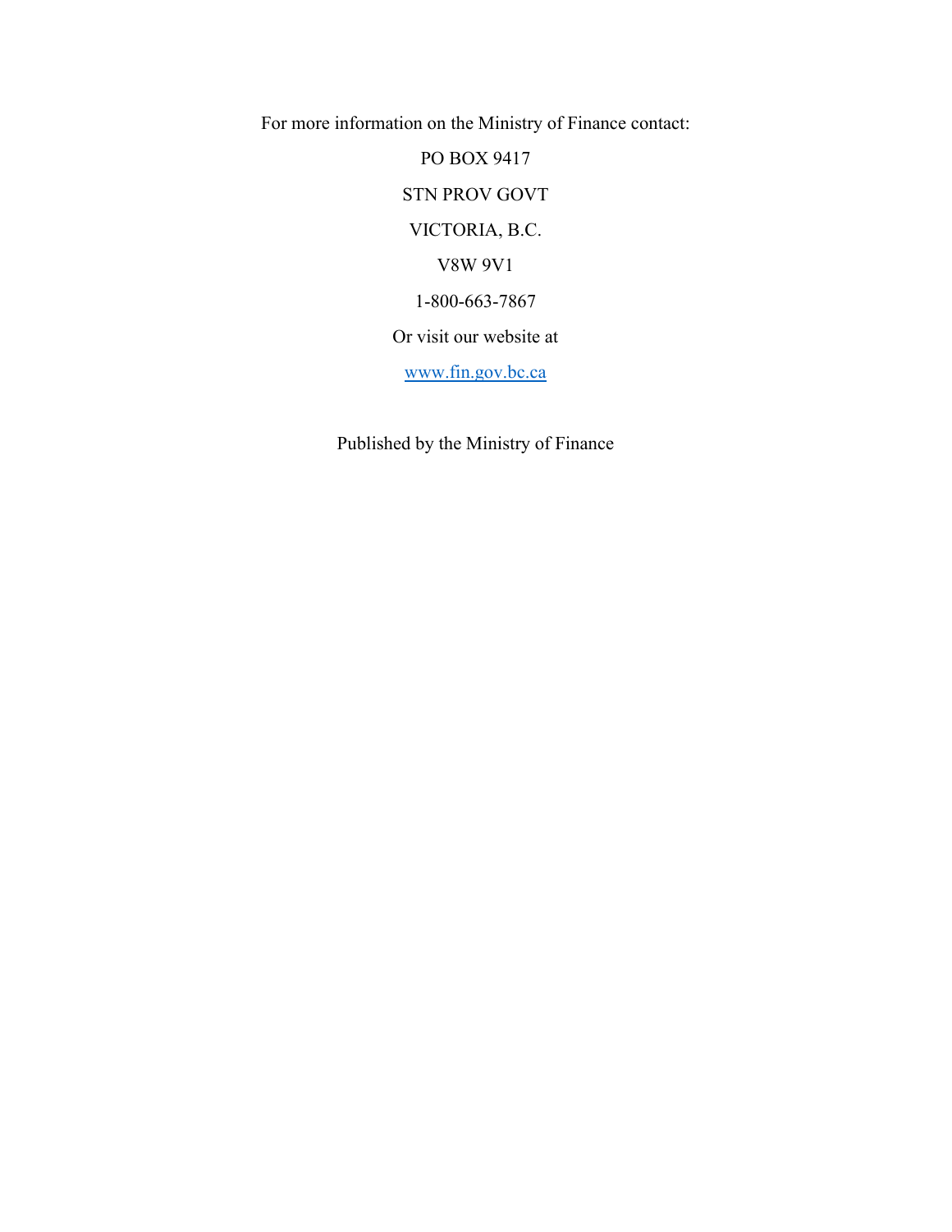For more information on the Ministry of Finance contact:

PO BOX 9417

STN PROV GOVT

VICTORIA, B.C.

V8W 9V1

1-800-663-7867

Or visit our website at

[www.fin.gov.bc.ca](http://www.fin.gov.bc.ca)

Published by the Ministry of Finance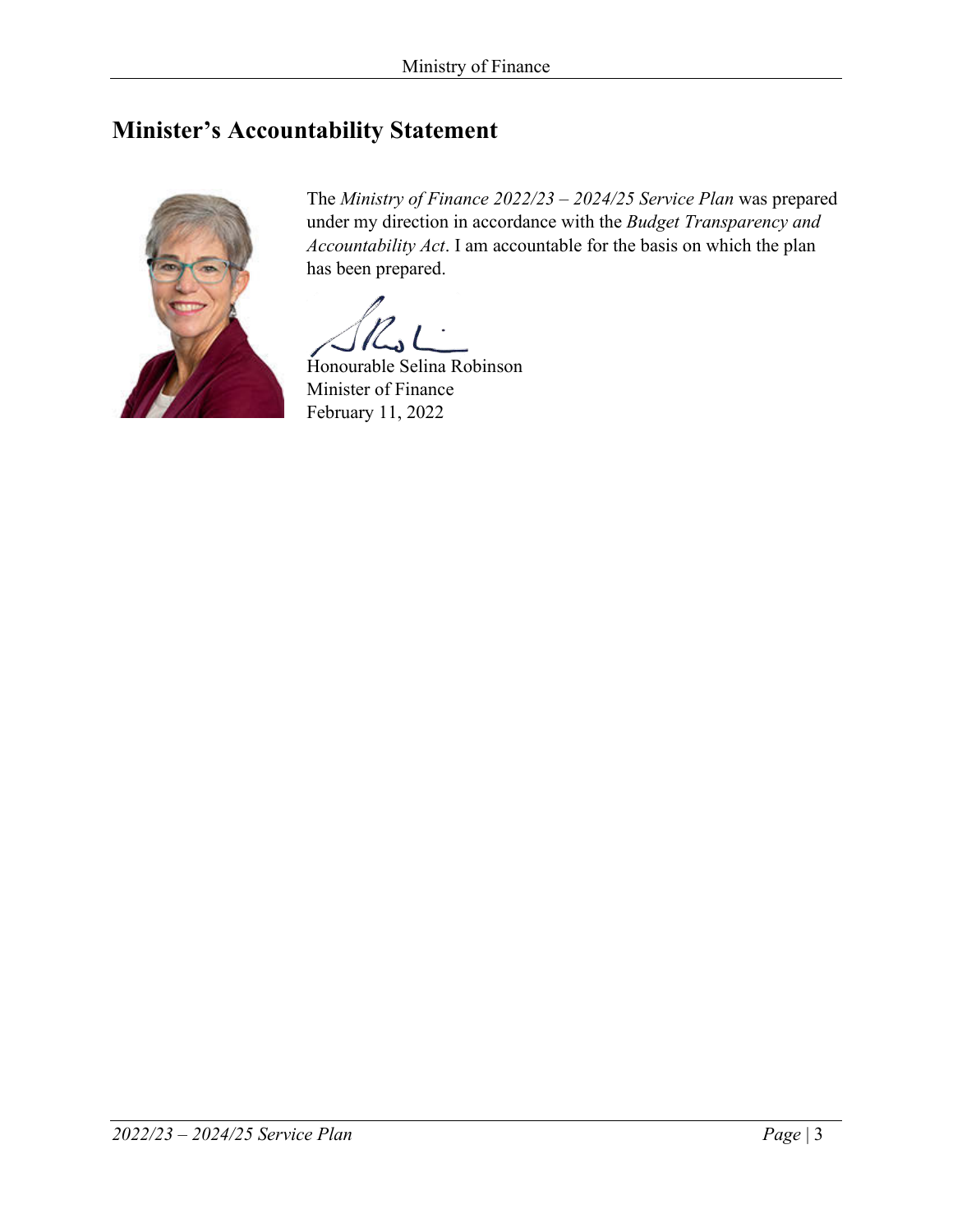## Minister's Accountability Statement

The *Ministry of Finance 2022/23 – 2024/25 Service Plan* was prepared under my direction in accordance with the *Budget Transparency and Accountability Act*. I am accountable for the basis on which the plan has been prepared.

Honourable Selina Robinson
Minister of Finance
February 11, 2022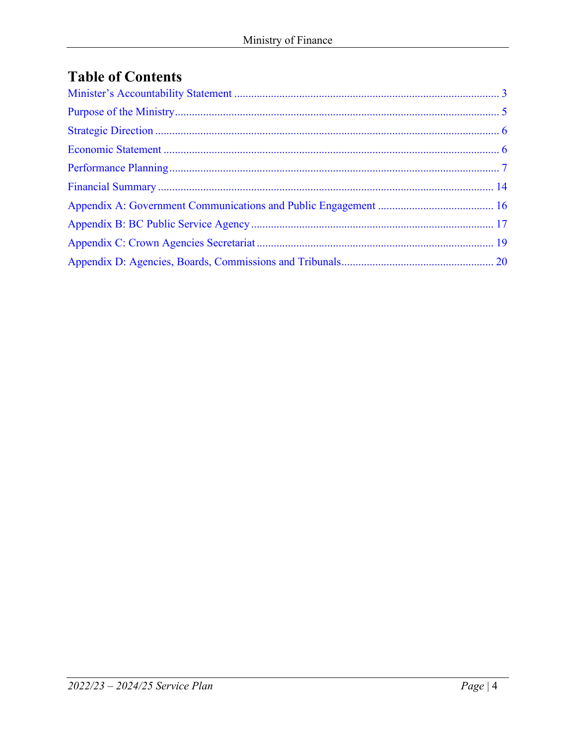# Table of Contents

Minister's Accountability Statement ............................................................................................ 3

Purpose of the Ministry................................................................................................................. 5

Strategic Direction ........................................................................................................................ 6

Economic Statement ...................................................................................................................... 6

Performance Planning.................................................................................................................... 7

Financial Summary ..................................................................................................................... 14

Appendix A: Government Communications and Public Engagement ........................................ 16

Appendix B: BC Public Service Agency ..................................................................................... 17

Appendix C: Crown Agencies Secretariat ................................................................................... 19

Appendix D: Agencies, Boards, Commissions and Tribunals..................................................... 20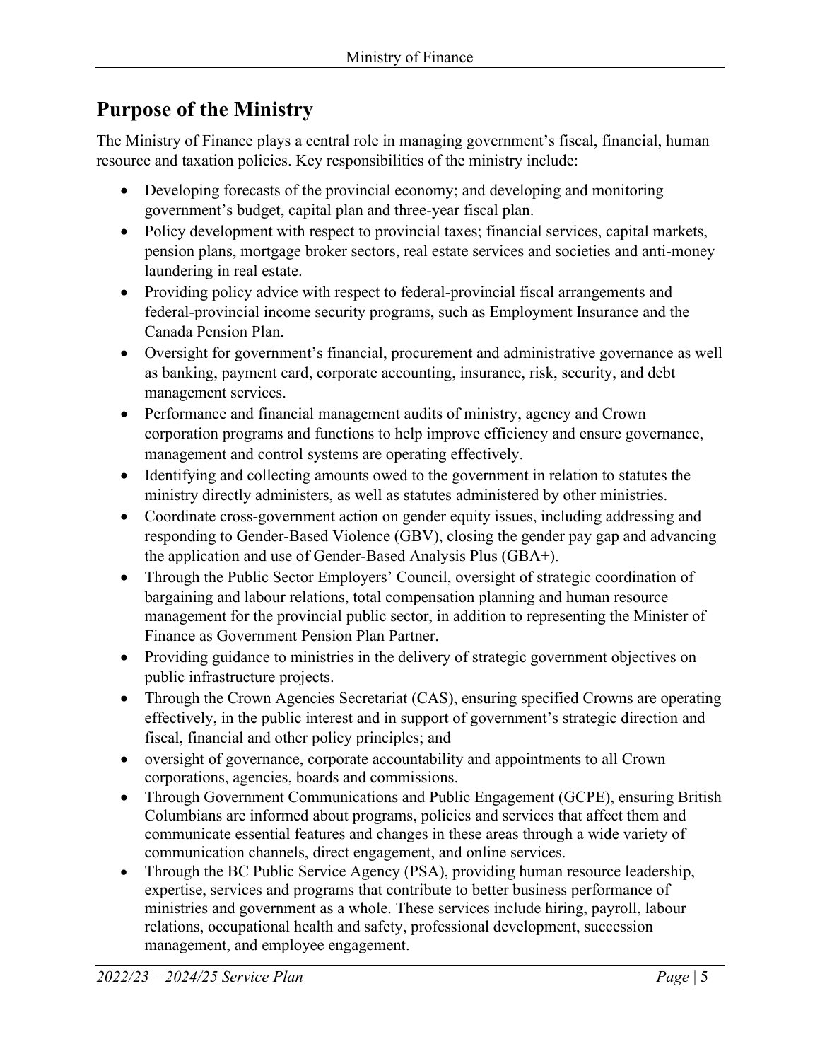## Purpose of the Ministry

The Ministry of Finance plays a central role in managing government's fiscal, financial, human resource and taxation policies. Key responsibilities of the ministry include:

- Developing forecasts of the provincial economy; and developing and monitoring government's budget, capital plan and three-year fiscal plan.
- Policy development with respect to provincial taxes; financial services, capital markets, pension plans, mortgage broker sectors, real estate services and societies and anti-money laundering in real estate.
- Providing policy advice with respect to federal-provincial fiscal arrangements and federal-provincial income security programs, such as Employment Insurance and the Canada Pension Plan.
- Oversight for government's financial, procurement and administrative governance as well as banking, payment card, corporate accounting, insurance, risk, security, and debt management services.
- Performance and financial management audits of ministry, agency and Crown corporation programs and functions to help improve efficiency and ensure governance, management and control systems are operating effectively.
- Identifying and collecting amounts owed to the government in relation to statutes the ministry directly administers, as well as statutes administered by other ministries.
- Coordinate cross-government action on gender equity issues, including addressing and responding to Gender-Based Violence (GBV), closing the gender pay gap and advancing the application and use of Gender-Based Analysis Plus (GBA+).
- Through the Public Sector Employers' Council, oversight of strategic coordination of bargaining and labour relations, total compensation planning and human resource management for the provincial public sector, in addition to representing the Minister of Finance as Government Pension Plan Partner.
- Providing guidance to ministries in the delivery of strategic government objectives on public infrastructure projects.
- Through the Crown Agencies Secretariat (CAS), ensuring specified Crowns are operating effectively, in the public interest and in support of government's strategic direction and fiscal, financial and other policy principles; and
- oversight of governance, corporate accountability and appointments to all Crown corporations, agencies, boards and commissions.
- Through Government Communications and Public Engagement (GCPE), ensuring British Columbians are informed about programs, policies and services that affect them and communicate essential features and changes in these areas through a wide variety of communication channels, direct engagement, and online services.
- Through the BC Public Service Agency (PSA), providing human resource leadership, expertise, services and programs that contribute to better business performance of ministries and government as a whole. These services include hiring, payroll, labour relations, occupational health and safety, professional development, succession management, and employee engagement.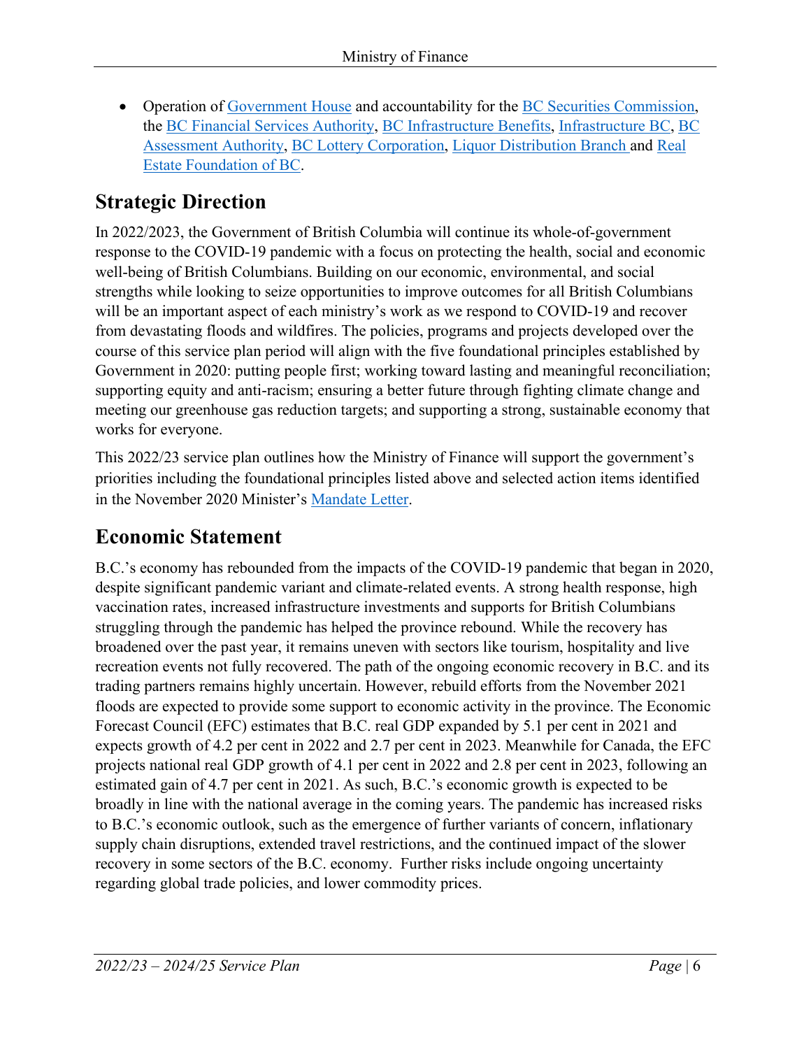- Operation of Government House and accountability for the BC Securities Commission, the BC Financial Services Authority, BC Infrastructure Benefits, Infrastructure BC, BC Assessment Authority, BC Lottery Corporation, Liquor Distribution Branch and Real Estate Foundation of BC.

# Strategic Direction

In 2022/2023, the Government of British Columbia will continue its whole-of-government response to the COVID-19 pandemic with a focus on protecting the health, social and economic well-being of British Columbians. Building on our economic, environmental, and social strengths while looking to seize opportunities to improve outcomes for all British Columbians will be an important aspect of each ministry's work as we respond to COVID-19 and recover from devastating floods and wildfires. The policies, programs and projects developed over the course of this service plan period will align with the five foundational principles established by Government in 2020: putting people first; working toward lasting and meaningful reconciliation; supporting equity and anti-racism; ensuring a better future through fighting climate change and meeting our greenhouse gas reduction targets; and supporting a strong, sustainable economy that works for everyone.

This 2022/23 service plan outlines how the Ministry of Finance will support the government's priorities including the foundational principles listed above and selected action items identified in the November 2020 Minister's Mandate Letter.

# Economic Statement

B.C.'s economy has rebounded from the impacts of the COVID-19 pandemic that began in 2020, despite significant pandemic variant and climate-related events. A strong health response, high vaccination rates, increased infrastructure investments and supports for British Columbians struggling through the pandemic has helped the province rebound. While the recovery has broadened over the past year, it remains uneven with sectors like tourism, hospitality and live recreation events not fully recovered. The path of the ongoing economic recovery in B.C. and its trading partners remains highly uncertain. However, rebuild efforts from the November 2021 floods are expected to provide some support to economic activity in the province. The Economic Forecast Council (EFC) estimates that B.C. real GDP expanded by 5.1 per cent in 2021 and expects growth of 4.2 per cent in 2022 and 2.7 per cent in 2023. Meanwhile for Canada, the EFC projects national real GDP growth of 4.1 per cent in 2022 and 2.8 per cent in 2023, following an estimated gain of 4.7 per cent in 2021. As such, B.C.'s economic growth is expected to be broadly in line with the national average in the coming years. The pandemic has increased risks to B.C.'s economic outlook, such as the emergence of further variants of concern, inflationary supply chain disruptions, extended travel restrictions, and the continued impact of the slower recovery in some sectors of the B.C. economy. Further risks include ongoing uncertainty regarding global trade policies, and lower commodity prices.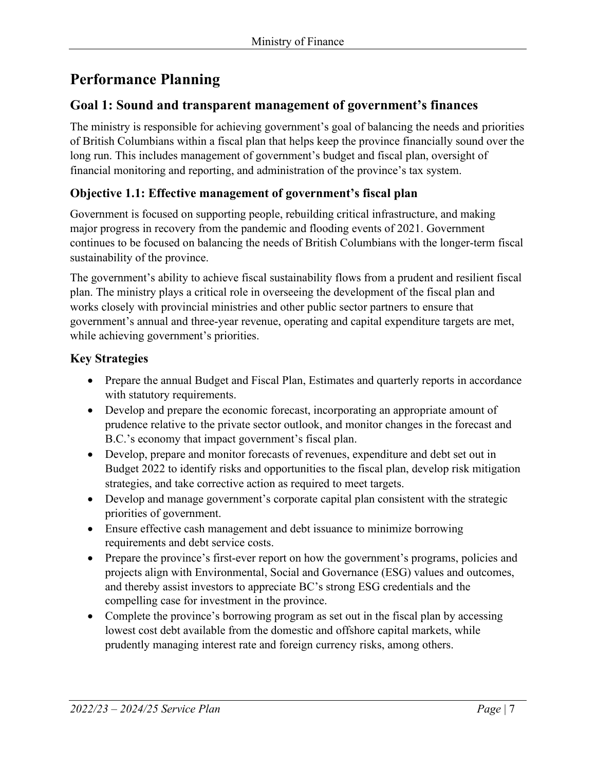# Performance Planning

## Goal 1: Sound and transparent management of government's finances

The ministry is responsible for achieving government's goal of balancing the needs and priorities of British Columbians within a fiscal plan that helps keep the province financially sound over the long run. This includes management of government's budget and fiscal plan, oversight of financial monitoring and reporting, and administration of the province's tax system.

### Objective 1.1: Effective management of government's fiscal plan

Government is focused on supporting people, rebuilding critical infrastructure, and making major progress in recovery from the pandemic and flooding events of 2021. Government continues to be focused on balancing the needs of British Columbians with the longer-term fiscal sustainability of the province.

The government's ability to achieve fiscal sustainability flows from a prudent and resilient fiscal plan. The ministry plays a critical role in overseeing the development of the fiscal plan and works closely with provincial ministries and other public sector partners to ensure that government's annual and three-year revenue, operating and capital expenditure targets are met, while achieving government's priorities.

### Key Strategies

- Prepare the annual Budget and Fiscal Plan, Estimates and quarterly reports in accordance with statutory requirements.
- Develop and prepare the economic forecast, incorporating an appropriate amount of prudence relative to the private sector outlook, and monitor changes in the forecast and B.C.'s economy that impact government's fiscal plan.
- Develop, prepare and monitor forecasts of revenues, expenditure and debt set out in Budget 2022 to identify risks and opportunities to the fiscal plan, develop risk mitigation strategies, and take corrective action as required to meet targets.
- Develop and manage government's corporate capital plan consistent with the strategic priorities of government.
- Ensure effective cash management and debt issuance to minimize borrowing requirements and debt service costs.
- Prepare the province's first-ever report on how the government's programs, policies and projects align with Environmental, Social and Governance (ESG) values and outcomes, and thereby assist investors to appreciate BC's strong ESG credentials and the compelling case for investment in the province.
- Complete the province's borrowing program as set out in the fiscal plan by accessing lowest cost debt available from the domestic and offshore capital markets, while prudently managing interest rate and foreign currency risks, among others.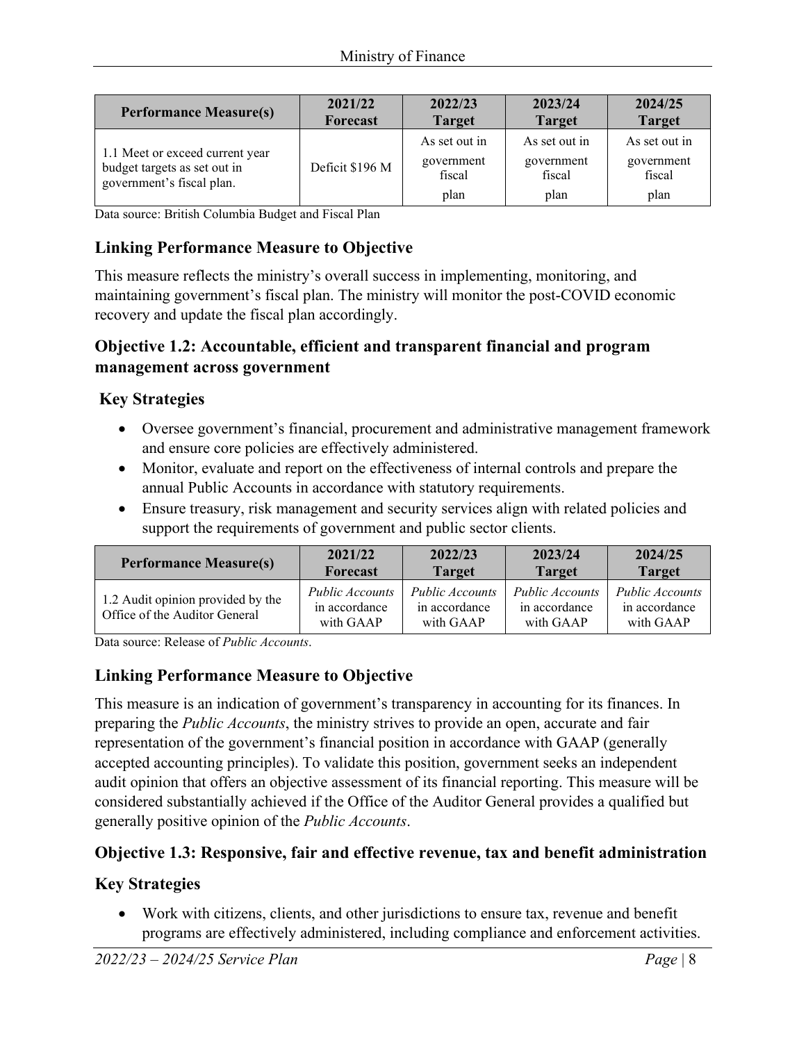| Performance Measure(s) | 2021/22 Forecast | 2022/23 Target | 2023/24 Target | 2024/25 Target |
|---|---|---|---|---|
| 1.1 Meet or exceed current year budget targets as set out in government's fiscal plan. | Deficit $196 M | As set out in government fiscal plan | As set out in government fiscal plan | As set out in government fiscal plan |

Data source: British Columbia Budget and Fiscal Plan

### Linking Performance Measure to Objective

This measure reflects the ministry's overall success in implementing, monitoring, and maintaining government's fiscal plan. The ministry will monitor the post-COVID economic recovery and update the fiscal plan accordingly.

### Objective 1.2: Accountable, efficient and transparent financial and program management across government

### Key Strategies

- Oversee government's financial, procurement and administrative management framework and ensure core policies are effectively administered.
- Monitor, evaluate and report on the effectiveness of internal controls and prepare the annual Public Accounts in accordance with statutory requirements.
- Ensure treasury, risk management and security services align with related policies and support the requirements of government and public sector clients.

| Performance Measure(s) | 2021/22 Forecast | 2022/23 Target | 2023/24 Target | 2024/25 Target |
|---|---|---|---|---|
| 1.2 Audit opinion provided by the Office of the Auditor General | *Public Accounts* in accordance with GAAP | *Public Accounts* in accordance with GAAP | *Public Accounts* in accordance with GAAP | *Public Accounts* in accordance with GAAP |

Data source: Release of *Public Accounts*.

### Linking Performance Measure to Objective

This measure is an indication of government's transparency in accounting for its finances. In preparing the *Public Accounts*, the ministry strives to provide an open, accurate and fair representation of the government's financial position in accordance with GAAP (generally accepted accounting principles). To validate this position, government seeks an independent audit opinion that offers an objective assessment of its financial reporting. This measure will be considered substantially achieved if the Office of the Auditor General provides a qualified but generally positive opinion of the *Public Accounts*.

### Objective 1.3: Responsive, fair and effective revenue, tax and benefit administration

### Key Strategies

- Work with citizens, clients, and other jurisdictions to ensure tax, revenue and benefit programs are effectively administered, including compliance and enforcement activities.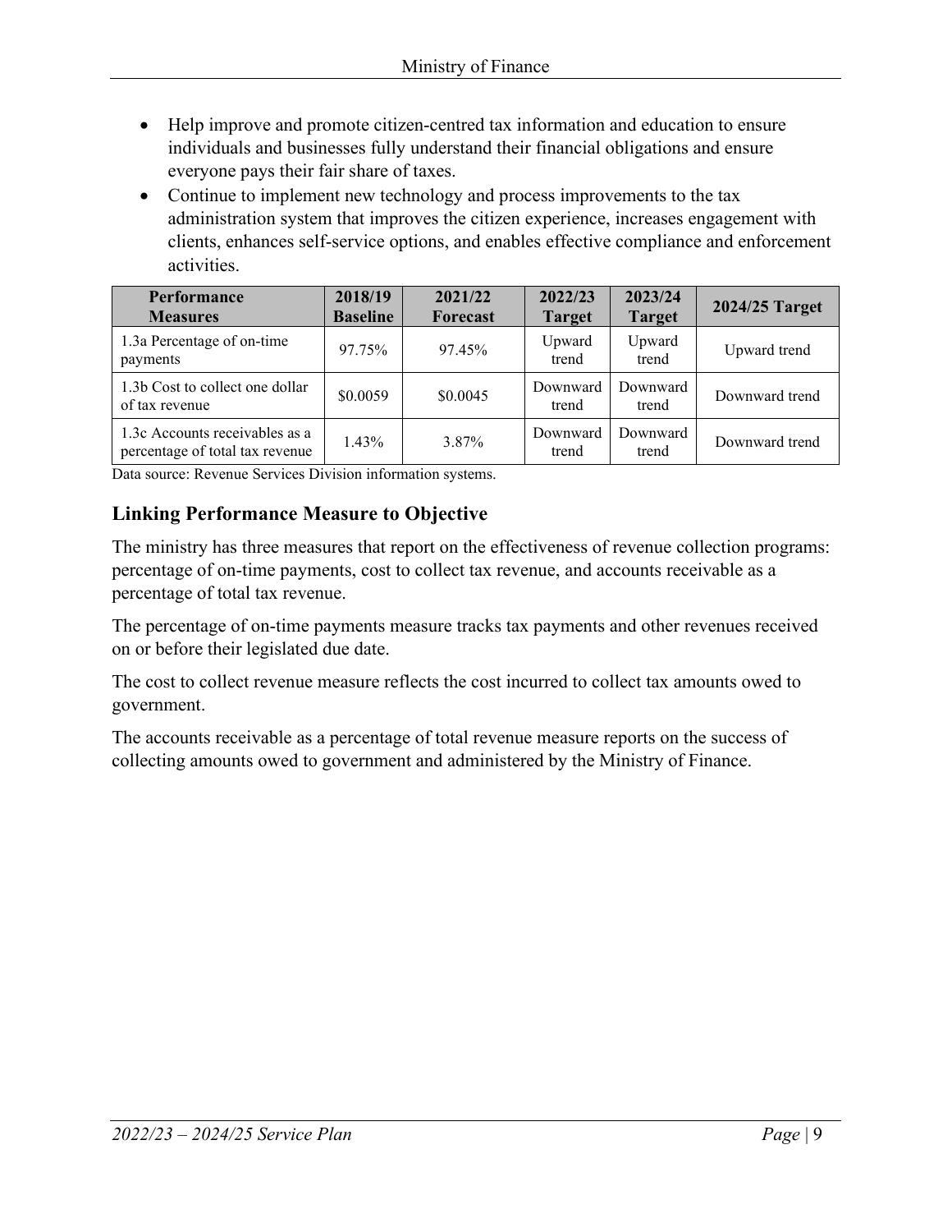- Help improve and promote citizen-centred tax information and education to ensure individuals and businesses fully understand their financial obligations and ensure everyone pays their fair share of taxes.
- Continue to implement new technology and process improvements to the tax administration system that improves the citizen experience, increases engagement with clients, enhances self-service options, and enables effective compliance and enforcement activities.

| Performance Measures | 2018/19 Baseline | 2021/22 Forecast | 2022/23 Target | 2023/24 Target | 2024/25 Target |
|---|---|---|---|---|---|
| 1.3a Percentage of on-time payments | 97.75% | 97.45% | Upward trend | Upward trend | Upward trend |
| 1.3b Cost to collect one dollar of tax revenue | $0.0059 | $0.0045 | Downward trend | Downward trend | Downward trend |
| 1.3c Accounts receivables as a percentage of total tax revenue | 1.43% | 3.87% | Downward trend | Downward trend | Downward trend |

Data source: Revenue Services Division information systems.

## Linking Performance Measure to Objective

The ministry has three measures that report on the effectiveness of revenue collection programs: percentage of on-time payments, cost to collect tax revenue, and accounts receivable as a percentage of total tax revenue.

The percentage of on-time payments measure tracks tax payments and other revenues received on or before their legislated due date.

The cost to collect revenue measure reflects the cost incurred to collect tax amounts owed to government.

The accounts receivable as a percentage of total revenue measure reports on the success of collecting amounts owed to government and administered by the Ministry of Finance.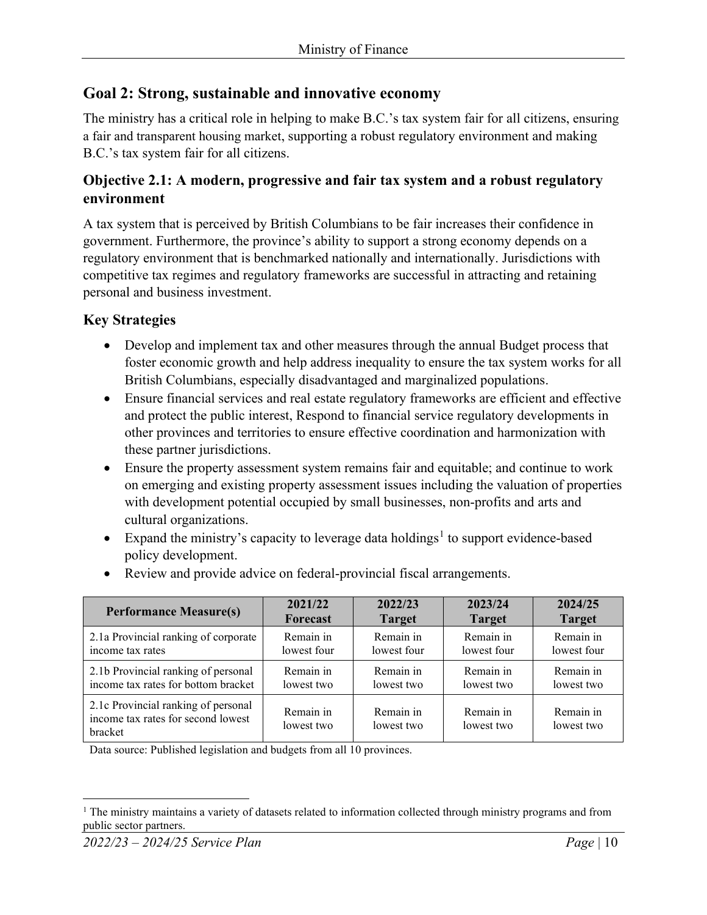## Goal 2: Strong, sustainable and innovative economy

The ministry has a critical role in helping to make B.C.'s tax system fair for all citizens, ensuring a fair and transparent housing market, supporting a robust regulatory environment and making B.C.'s tax system fair for all citizens.

### Objective 2.1: A modern, progressive and fair tax system and a robust regulatory environment

A tax system that is perceived by British Columbians to be fair increases their confidence in government. Furthermore, the province's ability to support a strong economy depends on a regulatory environment that is benchmarked nationally and internationally. Jurisdictions with competitive tax regimes and regulatory frameworks are successful in attracting and retaining personal and business investment.

### Key Strategies

- Develop and implement tax and other measures through the annual Budget process that foster economic growth and help address inequality to ensure the tax system works for all British Columbians, especially disadvantaged and marginalized populations.
- Ensure financial services and real estate regulatory frameworks are efficient and effective and protect the public interest, Respond to financial service regulatory developments in other provinces and territories to ensure effective coordination and harmonization with these partner jurisdictions.
- Ensure the property assessment system remains fair and equitable; and continue to work on emerging and existing property assessment issues including the valuation of properties with development potential occupied by small businesses, non-profits and arts and cultural organizations.
- Expand the ministry's capacity to leverage data holdings[1] to support evidence-based policy development.
- Review and provide advice on federal-provincial fiscal arrangements.

| Performance Measure(s) | 2021/22 Forecast | 2022/23 Target | 2023/24 Target | 2024/25 Target |
|---|---|---|---|---|
| 2.1a Provincial ranking of corporate income tax rates | Remain in lowest four | Remain in lowest four | Remain in lowest four | Remain in lowest four |
| 2.1b Provincial ranking of personal income tax rates for bottom bracket | Remain in lowest two | Remain in lowest two | Remain in lowest two | Remain in lowest two |
| 2.1c Provincial ranking of personal income tax rates for second lowest bracket | Remain in lowest two | Remain in lowest two | Remain in lowest two | Remain in lowest two |

Data source: Published legislation and budgets from all 10 provinces.

[1] The ministry maintains a variety of datasets related to information collected through ministry programs and from public sector partners.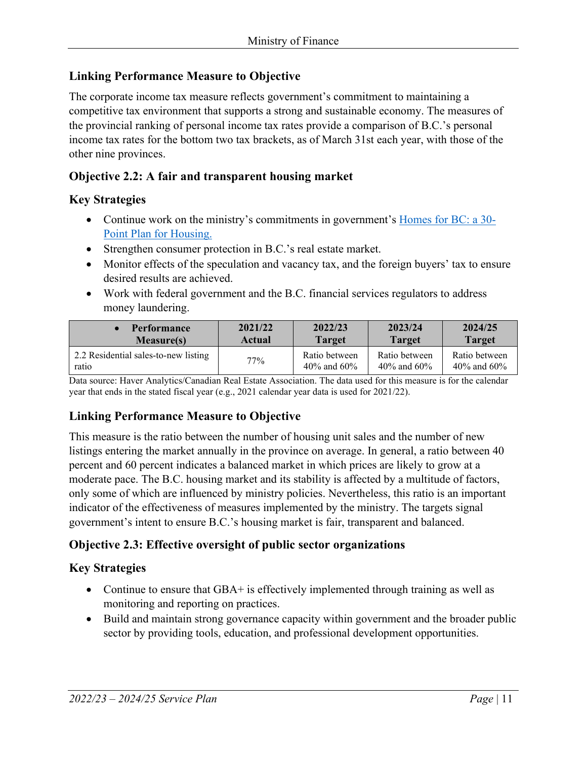### Linking Performance Measure to Objective

The corporate income tax measure reflects government's commitment to maintaining a competitive tax environment that supports a strong and sustainable economy. The measures of the provincial ranking of personal income tax rates provide a comparison of B.C.'s personal income tax rates for the bottom two tax brackets, as of March 31st each year, with those of the other nine provinces.

### Objective 2.2: A fair and transparent housing market

### Key Strategies

- Continue work on the ministry's commitments in government's [Homes for BC: a 30-Point Plan for Housing.](#)
- Strengthen consumer protection in B.C.'s real estate market.
- Monitor effects of the speculation and vacancy tax, and the foreign buyers' tax to ensure desired results are achieved.
- Work with federal government and the B.C. financial services regulators to address money laundering.

| Performance Measure(s) | 2021/22 Actual | 2022/23 Target | 2023/24 Target | 2024/25 Target |
|---|---|---|---|---|
| 2.2 Residential sales-to-new listing ratio | 77% | Ratio between 40% and 60% | Ratio between 40% and 60% | Ratio between 40% and 60% |

Data source: Haver Analytics/Canadian Real Estate Association. The data used for this measure is for the calendar year that ends in the stated fiscal year (e.g., 2021 calendar year data is used for 2021/22).

### Linking Performance Measure to Objective

This measure is the ratio between the number of housing unit sales and the number of new listings entering the market annually in the province on average. In general, a ratio between 40 percent and 60 percent indicates a balanced market in which prices are likely to grow at a moderate pace. The B.C. housing market and its stability is affected by a multitude of factors, only some of which are influenced by ministry policies. Nevertheless, this ratio is an important indicator of the effectiveness of measures implemented by the ministry. The targets signal government's intent to ensure B.C.'s housing market is fair, transparent and balanced.

### Objective 2.3: Effective oversight of public sector organizations

### Key Strategies

- Continue to ensure that GBA+ is effectively implemented through training as well as monitoring and reporting on practices.
- Build and maintain strong governance capacity within government and the broader public sector by providing tools, education, and professional development opportunities.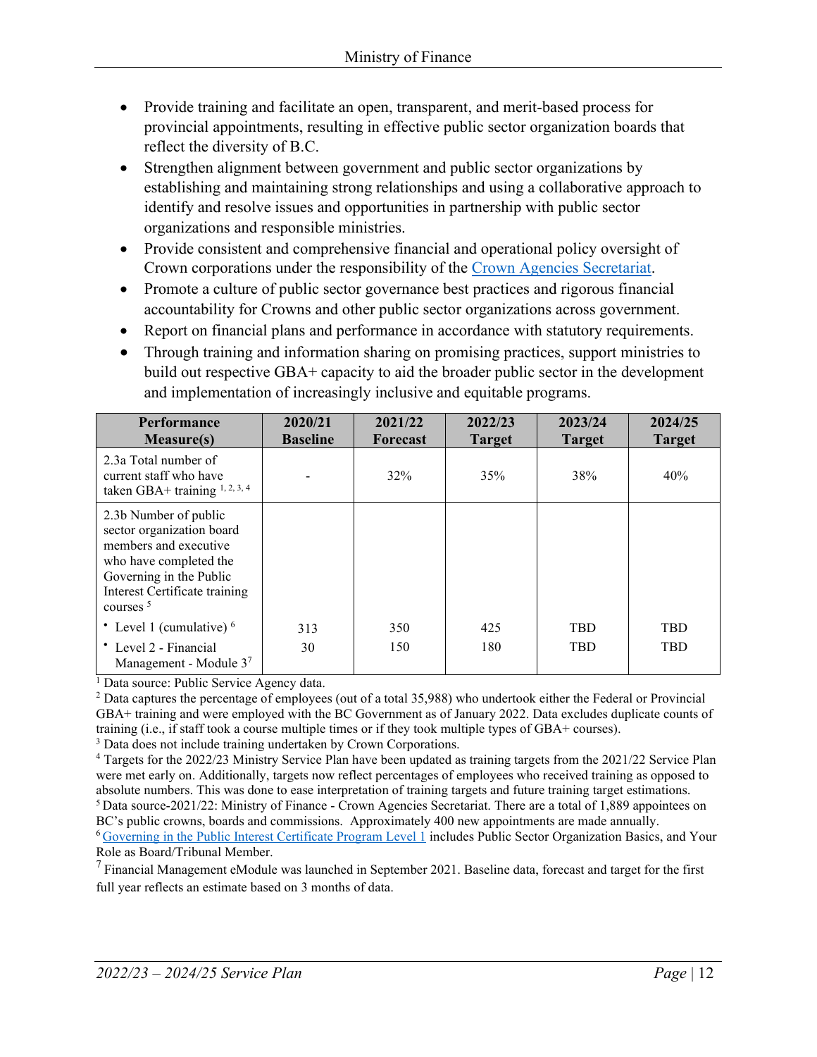- Provide training and facilitate an open, transparent, and merit-based process for provincial appointments, resulting in effective public sector organization boards that reflect the diversity of B.C.
- Strengthen alignment between government and public sector organizations by establishing and maintaining strong relationships and using a collaborative approach to identify and resolve issues and opportunities in partnership with public sector organizations and responsible ministries.
- Provide consistent and comprehensive financial and operational policy oversight of Crown corporations under the responsibility of the [Crown Agencies Secretariat](#).
- Promote a culture of public sector governance best practices and rigorous financial accountability for Crowns and other public sector organizations across government.
- Report on financial plans and performance in accordance with statutory requirements.
- Through training and information sharing on promising practices, support ministries to build out respective GBA+ capacity to aid the broader public sector in the development and implementation of increasingly inclusive and equitable programs.

| Performance Measure(s) | 2020/21 Baseline | 2021/22 Forecast | 2022/23 Target | 2023/24 Target | 2024/25 Target |
|---|---|---|---|---|---|
| 2.3a Total number of current staff who have taken GBA+ training [1, 2, 3, 4] | - | 32% | 35% | 38% | 40% |
| 2.3b Number of public sector organization board members and executive who have completed the Governing in the Public Interest Certificate training courses [5] | | | | | |
| • Level 1 (cumulative) [6] | 313 | 350 | 425 | TBD | TBD |
| • Level 2 - Financial Management - Module 3[7] | 30 | 150 | 180 | TBD | TBD |

[1] Data source: Public Service Agency data.

[2] Data captures the percentage of employees (out of a total 35,988) who undertook either the Federal or Provincial GBA+ training and were employed with the BC Government as of January 2022. Data excludes duplicate counts of training (i.e., if staff took a course multiple times or if they took multiple types of GBA+ courses).

[3] Data does not include training undertaken by Crown Corporations.

[4] Targets for the 2022/23 Ministry Service Plan have been updated as training targets from the 2021/22 Service Plan were met early on. Additionally, targets now reflect percentages of employees who received training as opposed to absolute numbers. This was done to ease interpretation of training targets and future training target estimations.

[5] Data source-2021/22: Ministry of Finance - Crown Agencies Secretariat. There are a total of 1,889 appointees on BC's public crowns, boards and commissions. Approximately 400 new appointments are made annually.

[6] [Governing in the Public Interest Certificate Program Level 1](#) includes Public Sector Organization Basics, and Your Role as Board/Tribunal Member.

[7] Financial Management eModule was launched in September 2021. Baseline data, forecast and target for the first full year reflects an estimate based on 3 months of data.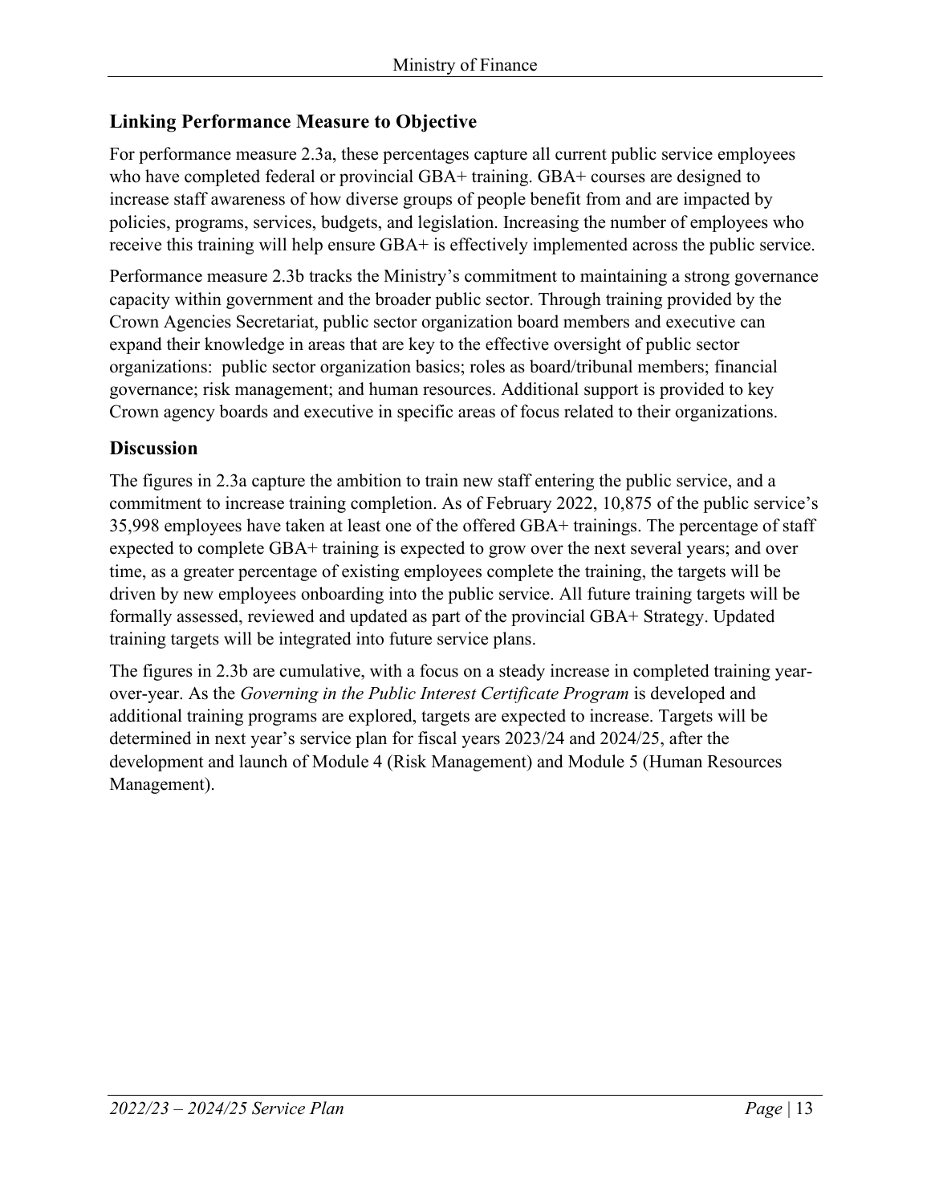## Linking Performance Measure to Objective

For performance measure 2.3a, these percentages capture all current public service employees who have completed federal or provincial GBA+ training. GBA+ courses are designed to increase staff awareness of how diverse groups of people benefit from and are impacted by policies, programs, services, budgets, and legislation. Increasing the number of employees who receive this training will help ensure GBA+ is effectively implemented across the public service.

Performance measure 2.3b tracks the Ministry's commitment to maintaining a strong governance capacity within government and the broader public sector. Through training provided by the Crown Agencies Secretariat, public sector organization board members and executive can expand their knowledge in areas that are key to the effective oversight of public sector organizations: public sector organization basics; roles as board/tribunal members; financial governance; risk management; and human resources. Additional support is provided to key Crown agency boards and executive in specific areas of focus related to their organizations.

## Discussion

The figures in 2.3a capture the ambition to train new staff entering the public service, and a commitment to increase training completion. As of February 2022, 10,875 of the public service's 35,998 employees have taken at least one of the offered GBA+ trainings. The percentage of staff expected to complete GBA+ training is expected to grow over the next several years; and over time, as a greater percentage of existing employees complete the training, the targets will be driven by new employees onboarding into the public service. All future training targets will be formally assessed, reviewed and updated as part of the provincial GBA+ Strategy. Updated training targets will be integrated into future service plans.

The figures in 2.3b are cumulative, with a focus on a steady increase in completed training year-over-year. As the *Governing in the Public Interest Certificate Program* is developed and additional training programs are explored, targets are expected to increase. Targets will be determined in next year's service plan for fiscal years 2023/24 and 2024/25, after the development and launch of Module 4 (Risk Management) and Module 5 (Human Resources Management).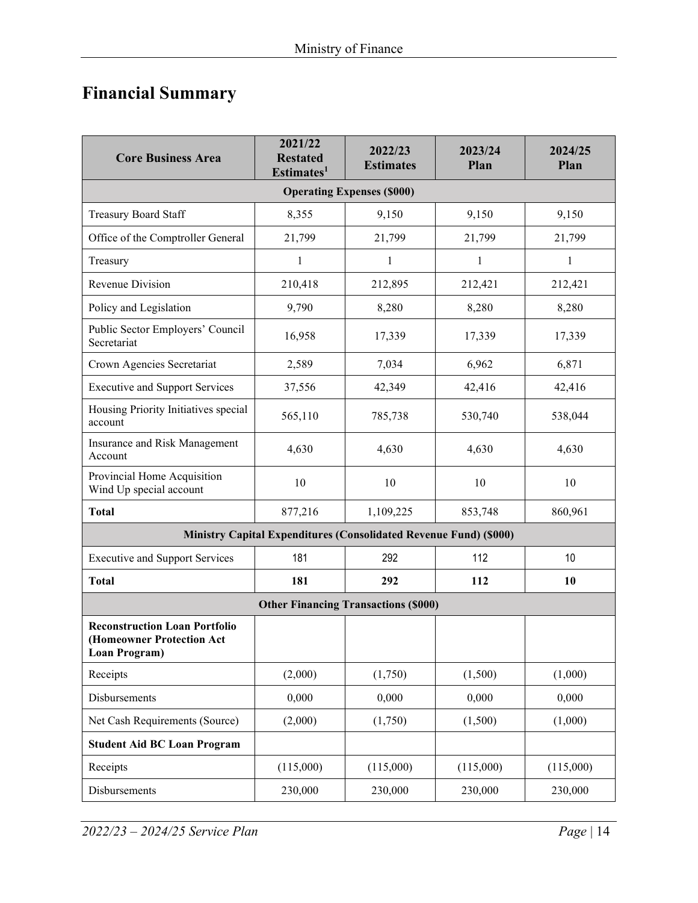## Financial Summary

| Core Business Area | 2021/22 Restated Estimates[1] | 2022/23 Estimates | 2023/24 Plan | 2024/25 Plan |
|---|---|---|---|---|
| **Operating Expenses ($000)** | | | | |
| Treasury Board Staff | 8,355 | 9,150 | 9,150 | 9,150 |
| Office of the Comptroller General | 21,799 | 21,799 | 21,799 | 21,799 |
| Treasury | 1 | 1 | 1 | 1 |
| Revenue Division | 210,418 | 212,895 | 212,421 | 212,421 |
| Policy and Legislation | 9,790 | 8,280 | 8,280 | 8,280 |
| Public Sector Employers' Council Secretariat | 16,958 | 17,339 | 17,339 | 17,339 |
| Crown Agencies Secretariat | 2,589 | 7,034 | 6,962 | 6,871 |
| Executive and Support Services | 37,556 | 42,349 | 42,416 | 42,416 |
| Housing Priority Initiatives special account | 565,110 | 785,738 | 530,740 | 538,044 |
| Insurance and Risk Management Account | 4,630 | 4,630 | 4,630 | 4,630 |
| Provincial Home Acquisition Wind Up special account | 10 | 10 | 10 | 10 |
| **Total** | 877,216 | 1,109,225 | 853,748 | 860,961 |
| **Ministry Capital Expenditures (Consolidated Revenue Fund) ($000)** | | | | |
| Executive and Support Services | 181 | 292 | 112 | 10 |
| **Total** | **181** | **292** | **112** | **10** |
| **Other Financing Transactions ($000)** | | | | |
| **Reconstruction Loan Portfolio (Homeowner Protection Act Loan Program)** | | | | |
| Receipts | (2,000) | (1,750) | (1,500) | (1,000) |
| Disbursements | 0,000 | 0,000 | 0,000 | 0,000 |
| Net Cash Requirements (Source) | (2,000) | (1,750) | (1,500) | (1,000) |
| **Student Aid BC Loan Program** | | | | |
| Receipts | (115,000) | (115,000) | (115,000) | (115,000) |
| Disbursements | 230,000 | 230,000 | 230,000 | 230,000 |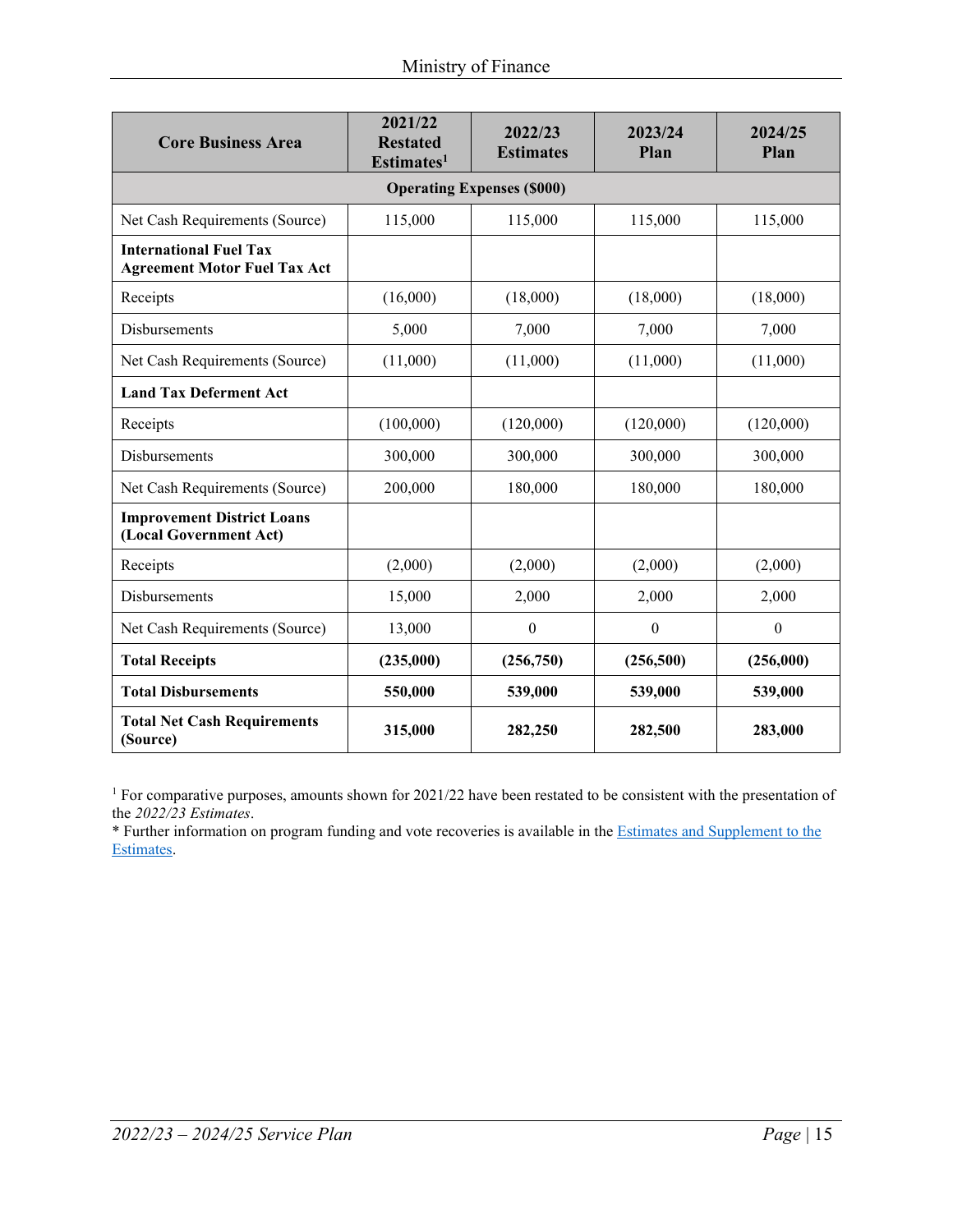| Core Business Area | 2021/22 Restated Estimates[1] | 2022/23 Estimates | 2023/24 Plan | 2024/25 Plan |
|---|---|---|---|---|
| **Operating Expenses ($000)** | | | | |
| Net Cash Requirements (Source) | 115,000 | 115,000 | 115,000 | 115,000 |
| **International Fuel Tax Agreement Motor Fuel Tax Act** | | | | |
| Receipts | (16,000) | (18,000) | (18,000) | (18,000) |
| Disbursements | 5,000 | 7,000 | 7,000 | 7,000 |
| Net Cash Requirements (Source) | (11,000) | (11,000) | (11,000) | (11,000) |
| **Land Tax Deferment Act** | | | | |
| Receipts | (100,000) | (120,000) | (120,000) | (120,000) |
| Disbursements | 300,000 | 300,000 | 300,000 | 300,000 |
| Net Cash Requirements (Source) | 200,000 | 180,000 | 180,000 | 180,000 |
| **Improvement District Loans (Local Government Act)** | | | | |
| Receipts | (2,000) | (2,000) | (2,000) | (2,000) |
| Disbursements | 15,000 | 2,000 | 2,000 | 2,000 |
| Net Cash Requirements (Source) | 13,000 | 0 | 0 | 0 |
| **Total Receipts** | **(235,000)** | **(256,750)** | **(256,500)** | **(256,000)** |
| **Total Disbursements** | **550,000** | **539,000** | **539,000** | **539,000** |
| **Total Net Cash Requirements (Source)** | **315,000** | **282,250** | **282,500** | **283,000** |

[1] For comparative purposes, amounts shown for 2021/22 have been restated to be consistent with the presentation of the *2022/23 Estimates*.
* Further information on program funding and vote recoveries is available in the Estimates and Supplement to the Estimates.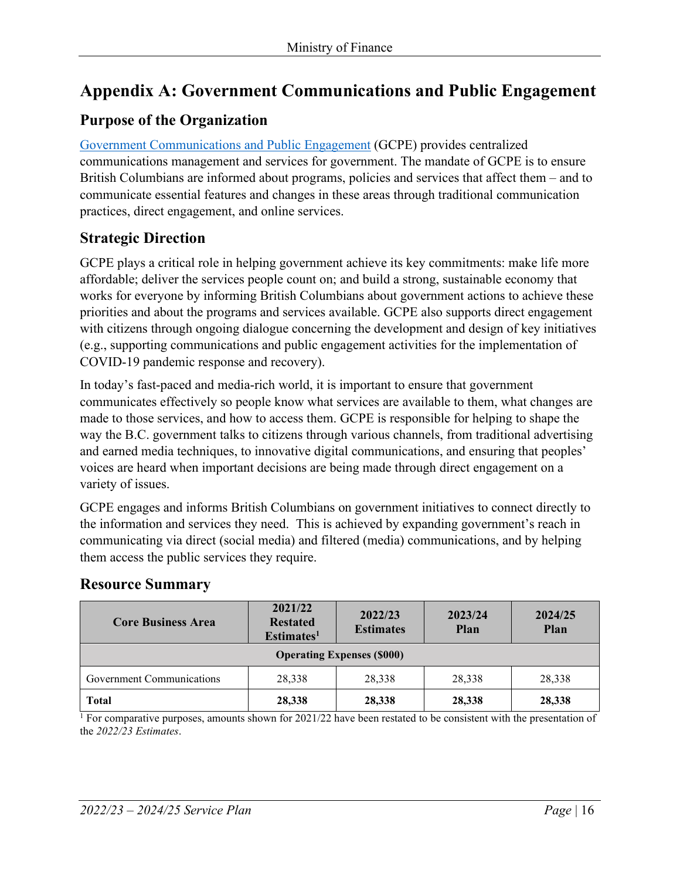# Appendix A: Government Communications and Public Engagement

## Purpose of the Organization

[Government Communications and Public Engagement](#) (GCPE) provides centralized communications management and services for government. The mandate of GCPE is to ensure British Columbians are informed about programs, policies and services that affect them – and to communicate essential features and changes in these areas through traditional communication practices, direct engagement, and online services.

## Strategic Direction

GCPE plays a critical role in helping government achieve its key commitments: make life more affordable; deliver the services people count on; and build a strong, sustainable economy that works for everyone by informing British Columbians about government actions to achieve these priorities and about the programs and services available. GCPE also supports direct engagement with citizens through ongoing dialogue concerning the development and design of key initiatives (e.g., supporting communications and public engagement activities for the implementation of COVID-19 pandemic response and recovery).

In today's fast-paced and media-rich world, it is important to ensure that government communicates effectively so people know what services are available to them, what changes are made to those services, and how to access them. GCPE is responsible for helping to shape the way the B.C. government talks to citizens through various channels, from traditional advertising and earned media techniques, to innovative digital communications, and ensuring that peoples' voices are heard when important decisions are being made through direct engagement on a variety of issues.

GCPE engages and informs British Columbians on government initiatives to connect directly to the information and services they need. This is achieved by expanding government's reach in communicating via direct (social media) and filtered (media) communications, and by helping them access the public services they require.

## Resource Summary

| Core Business Area | 2021/22 Restated Estimates[1] | 2022/23 Estimates | 2023/24 Plan | 2024/25 Plan |
|---|---|---|---|---|
| **Operating Expenses ($000)** | | | | |
| Government Communications | 28,338 | 28,338 | 28,338 | 28,338 |
| **Total** | **28,338** | **28,338** | **28,338** | **28,338** |

[1] For comparative purposes, amounts shown for 2021/22 have been restated to be consistent with the presentation of the *2022/23 Estimates*.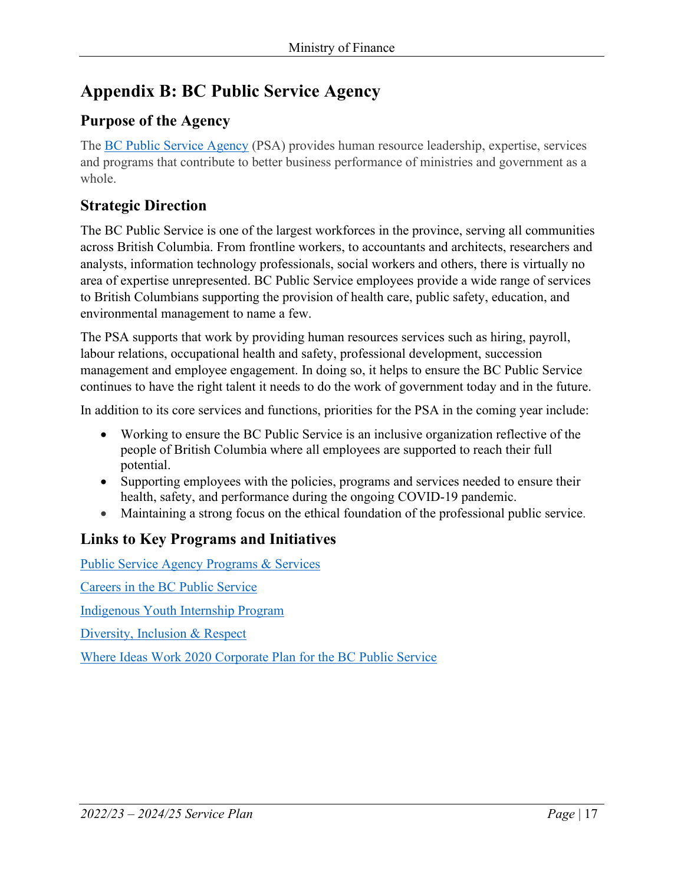# Appendix B: BC Public Service Agency

## Purpose of the Agency

The [BC Public Service Agency](BC Public Service Agency) (PSA) provides human resource leadership, expertise, services and programs that contribute to better business performance of ministries and government as a whole.

## Strategic Direction

The BC Public Service is one of the largest workforces in the province, serving all communities across British Columbia. From frontline workers, to accountants and architects, researchers and analysts, information technology professionals, social workers and others, there is virtually no area of expertise unrepresented. BC Public Service employees provide a wide range of services to British Columbians supporting the provision of health care, public safety, education, and environmental management to name a few.

The PSA supports that work by providing human resources services such as hiring, payroll, labour relations, occupational health and safety, professional development, succession management and employee engagement. In doing so, it helps to ensure the BC Public Service continues to have the right talent it needs to do the work of government today and in the future.

In addition to its core services and functions, priorities for the PSA in the coming year include:

- Working to ensure the BC Public Service is an inclusive organization reflective of the people of British Columbia where all employees are supported to reach their full potential.
- Supporting employees with the policies, programs and services needed to ensure their health, safety, and performance during the ongoing COVID-19 pandemic.
- Maintaining a strong focus on the ethical foundation of the professional public service.

## Links to Key Programs and Initiatives

Public Service Agency Programs & Services

Careers in the BC Public Service

Indigenous Youth Internship Program

Diversity, Inclusion & Respect

Where Ideas Work 2020 Corporate Plan for the BC Public Service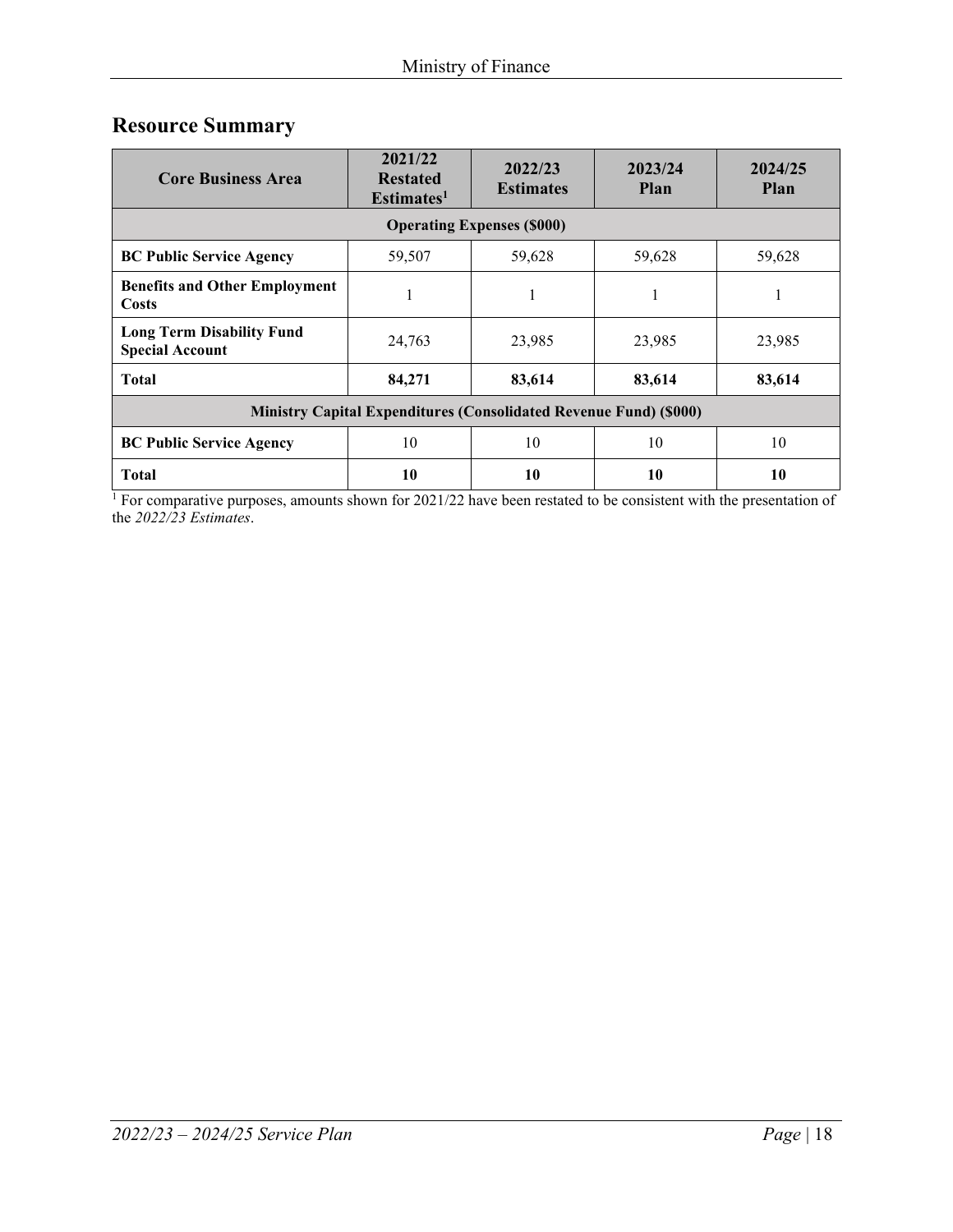## Resource Summary

| Core Business Area | 2021/22 Restated Estimates[1] | 2022/23 Estimates | 2023/24 Plan | 2024/25 Plan |
|---|---|---|---|---|
| **Operating Expenses ($000)** | | | | |
| **BC Public Service Agency** | 59,507 | 59,628 | 59,628 | 59,628 |
| **Benefits and Other Employment Costs** | 1 | 1 | 1 | 1 |
| **Long Term Disability Fund Special Account** | 24,763 | 23,985 | 23,985 | 23,985 |
| **Total** | **84,271** | **83,614** | **83,614** | **83,614** |
| **Ministry Capital Expenditures (Consolidated Revenue Fund) ($000)** | | | | |
| **BC Public Service Agency** | 10 | 10 | 10 | 10 |
| **Total** | **10** | **10** | **10** | **10** |

[1] For comparative purposes, amounts shown for 2021/22 have been restated to be consistent with the presentation of the *2022/23 Estimates*.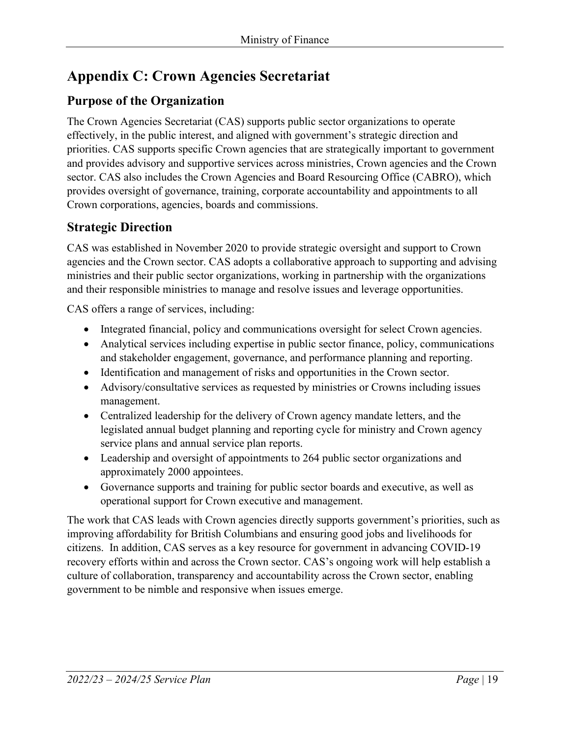# Appendix C: Crown Agencies Secretariat

## Purpose of the Organization

The Crown Agencies Secretariat (CAS) supports public sector organizations to operate effectively, in the public interest, and aligned with government's strategic direction and priorities. CAS supports specific Crown agencies that are strategically important to government and provides advisory and supportive services across ministries, Crown agencies and the Crown sector. CAS also includes the Crown Agencies and Board Resourcing Office (CABRO), which provides oversight of governance, training, corporate accountability and appointments to all Crown corporations, agencies, boards and commissions.

## Strategic Direction

CAS was established in November 2020 to provide strategic oversight and support to Crown agencies and the Crown sector. CAS adopts a collaborative approach to supporting and advising ministries and their public sector organizations, working in partnership with the organizations and their responsible ministries to manage and resolve issues and leverage opportunities.

CAS offers a range of services, including:

- Integrated financial, policy and communications oversight for select Crown agencies.
- Analytical services including expertise in public sector finance, policy, communications and stakeholder engagement, governance, and performance planning and reporting.
- Identification and management of risks and opportunities in the Crown sector.
- Advisory/consultative services as requested by ministries or Crowns including issues management.
- Centralized leadership for the delivery of Crown agency mandate letters, and the legislated annual budget planning and reporting cycle for ministry and Crown agency service plans and annual service plan reports.
- Leadership and oversight of appointments to 264 public sector organizations and approximately 2000 appointees.
- Governance supports and training for public sector boards and executive, as well as operational support for Crown executive and management.

The work that CAS leads with Crown agencies directly supports government's priorities, such as improving affordability for British Columbians and ensuring good jobs and livelihoods for citizens. In addition, CAS serves as a key resource for government in advancing COVID-19 recovery efforts within and across the Crown sector. CAS's ongoing work will help establish a culture of collaboration, transparency and accountability across the Crown sector, enabling government to be nimble and responsive when issues emerge.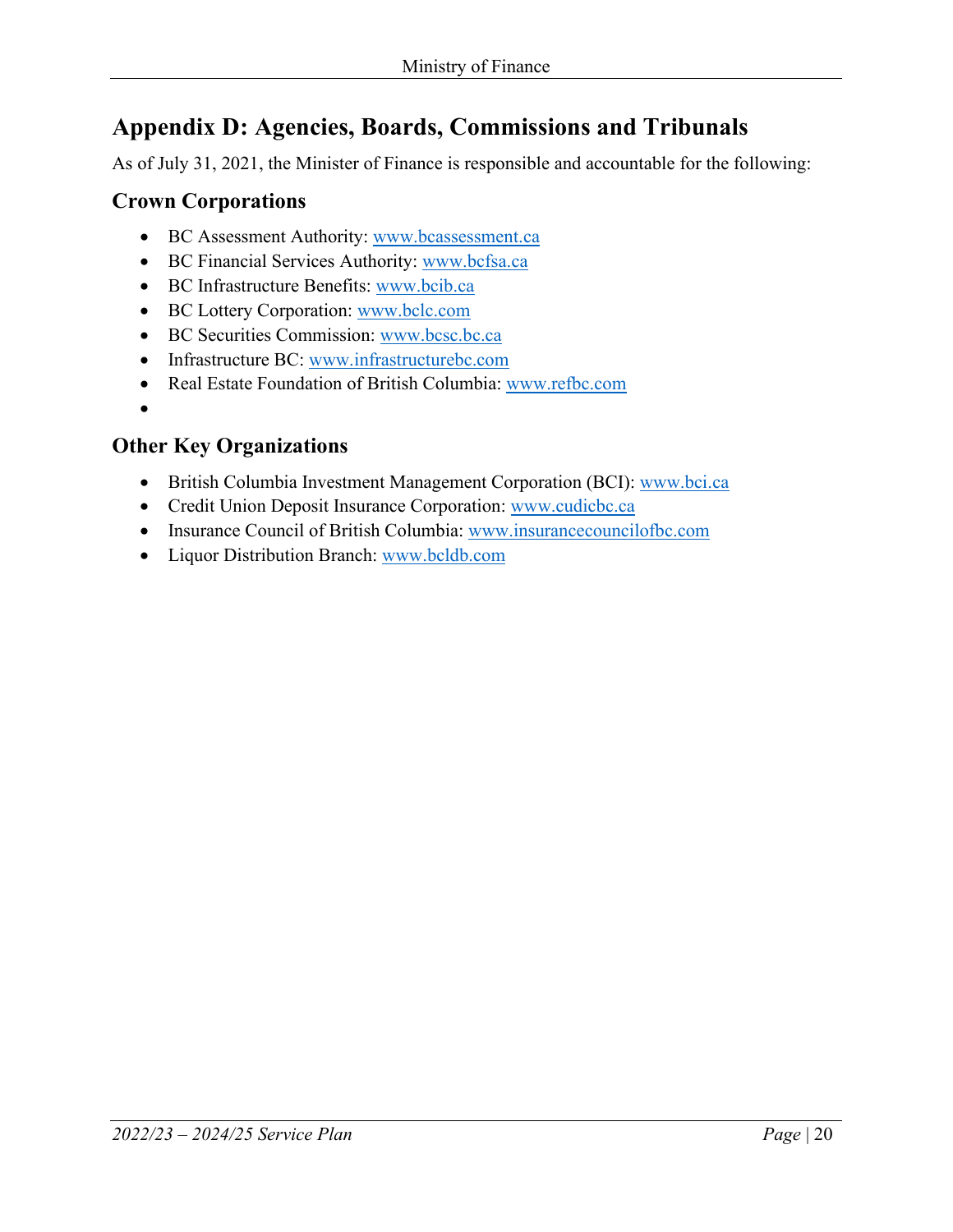# Appendix D: Agencies, Boards, Commissions and Tribunals

As of July 31, 2021, the Minister of Finance is responsible and accountable for the following:

## Crown Corporations

- BC Assessment Authority: www.bcassessment.ca
- BC Financial Services Authority: www.bcfsa.ca
- BC Infrastructure Benefits: www.bcib.ca
- BC Lottery Corporation: www.bclc.com
- BC Securities Commission: www.bcsc.bc.ca
- Infrastructure BC: www.infrastructurebc.com
- Real Estate Foundation of British Columbia: www.refbc.com

## Other Key Organizations

- British Columbia Investment Management Corporation (BCI): www.bci.ca
- Credit Union Deposit Insurance Corporation: www.cudicbc.ca
- Insurance Council of British Columbia: www.insurancecouncilofbc.com
- Liquor Distribution Branch: www.bcldb.com